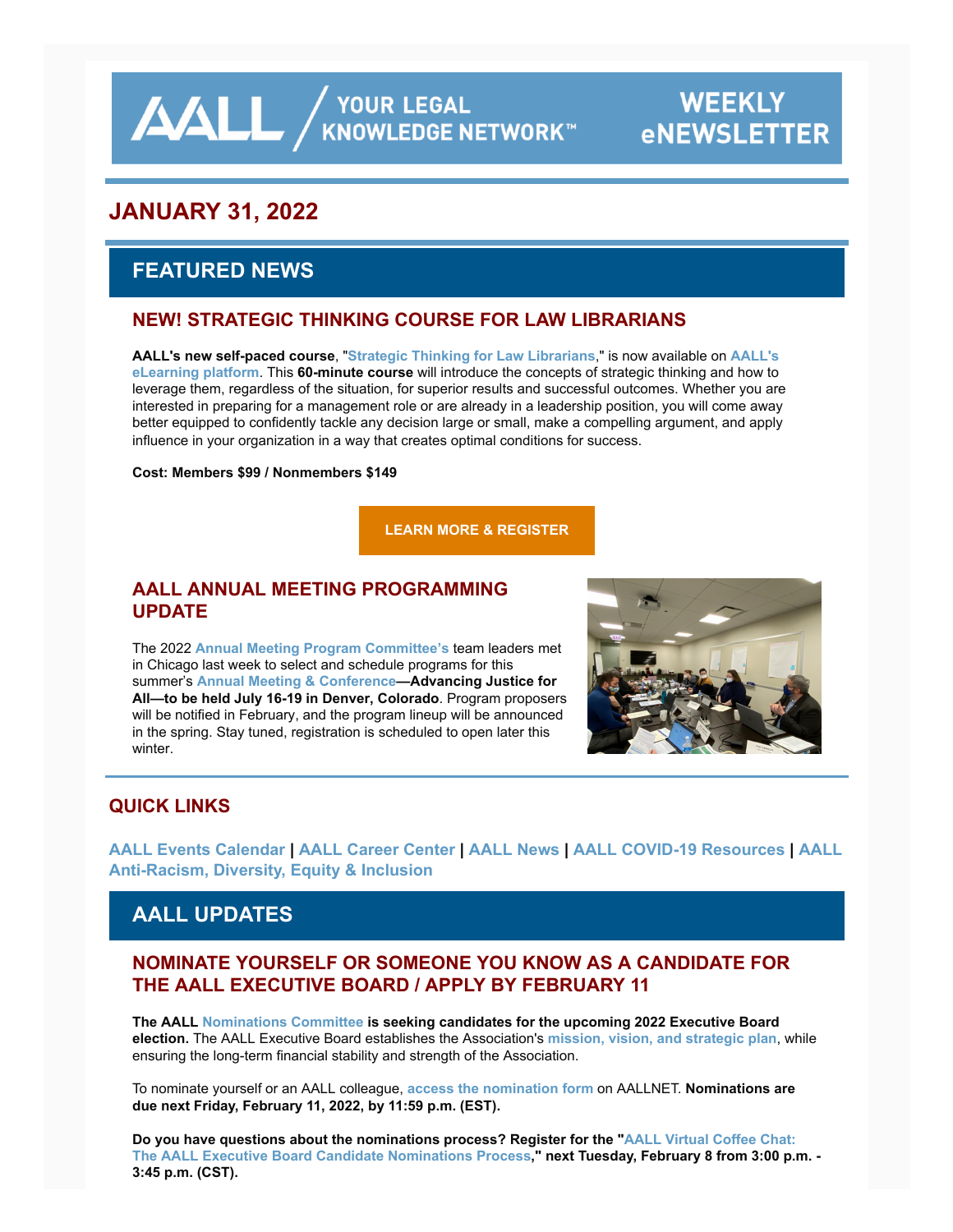AALL / YOUR LEGAL KNOWLEDGE NETWORK™

WEEKLY eNEWSLETTER

## JANUARY 31, 2022

## FEATURED NEWS

### NEW! STRATEGIC THINKING COURSE FOR LAW LIBRARIANS

**AALL's new self-paced course**, "Strategic Thinking for Law Librarians," is now available on AALL's eLearning platform. This **60-minute course** will introduce the concepts of strategic thinking and how to leverage them, regardless of the situation, for superior results and successful outcomes. Whether you are interested in preparing for a management role or are already in a leadership position, you will come away better equipped to confidently tackle any decision large or small, make a compelling argument, and apply influence in your organization in a way that creates optimal conditions for success.

**Cost: Members $99 / Nonmembers $149**

**LEARN MORE & REGISTER**

### AALL ANNUAL MEETING PROGRAMMING UPDATE

The 2022 Annual Meeting Program Committee's team leaders met in Chicago last week to select and schedule programs for this summer's Annual Meeting & Conference**—Advancing Justice for All—to be held July 16-19 in Denver, Colorado**. Program proposers will be notified in February, and the program lineup will be announced in the spring. Stay tuned, registration is scheduled to open later this winter.

### QUICK LINKS

AALL Events Calendar | AALL Career Center | AALL News | AALL COVID-19 Resources | AALL Anti-Racism, Diversity, Equity & Inclusion

## AALL UPDATES

### NOMINATE YOURSELF OR SOMEONE YOU KNOW AS A CANDIDATE FOR THE AALL EXECUTIVE BOARD / APPLY BY FEBRUARY 11

**The AALL** Nominations Committee **is seeking candidates for the upcoming 2022 Executive Board election.** The AALL Executive Board establishes the Association's mission, vision, and strategic plan, while ensuring the long-term financial stability and strength of the Association.

To nominate yourself or an AALL colleague, access the nomination form on AALLNET. **Nominations are due next Friday, February 11, 2022, by 11:59 p.m. (EST).**

**Do you have questions about the nominations process? Register for the "AALL Virtual Coffee Chat: The AALL Executive Board Candidate Nominations Process," next Tuesday, February 8 from 3:00 p.m. - 3:45 p.m. (CST).**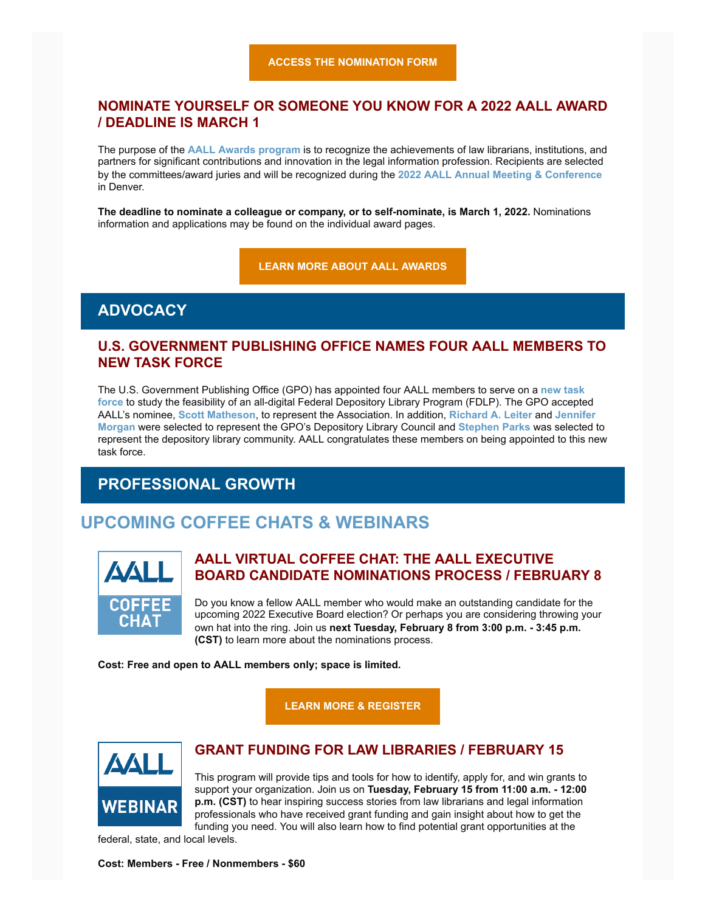**ACCESS THE NOMINATION FORM**

## NOMINATE YOURSELF OR SOMEONE YOU KNOW FOR A 2022 AALL AWARD / DEADLINE IS MARCH 1

The purpose of the **AALL Awards program** is to recognize the achievements of law librarians, institutions, and partners for significant contributions and innovation in the legal information profession. Recipients are selected by the committees/award juries and will be recognized during the **2022 AALL Annual Meeting & Conference** in Denver.

**The deadline to nominate a colleague or company, or to self-nominate, is March 1, 2022.** Nominations information and applications may be found on the individual award pages.

**LEARN MORE ABOUT AALL AWARDS**

# ADVOCACY

## U.S. GOVERNMENT PUBLISHING OFFICE NAMES FOUR AALL MEMBERS TO NEW TASK FORCE

The U.S. Government Publishing Office (GPO) has appointed four AALL members to serve on a **new task force** to study the feasibility of an all-digital Federal Depository Library Program (FDLP). The GPO accepted AALL's nominee, **Scott Matheson**, to represent the Association. In addition, **Richard A. Leiter** and **Jennifer Morgan** were selected to represent the GPO's Depository Library Council and **Stephen Parks** was selected to represent the depository library community. AALL congratulates these members on being appointed to this new task force.

# PROFESSIONAL GROWTH

## UPCOMING COFFEE CHATS & WEBINARS

AALL COFFEE CHAT

### AALL VIRTUAL COFFEE CHAT: THE AALL EXECUTIVE BOARD CANDIDATE NOMINATIONS PROCESS / FEBRUARY 8

Do you know a fellow AALL member who would make an outstanding candidate for the upcoming 2022 Executive Board election? Or perhaps you are considering throwing your own hat into the ring. Join us **next Tuesday, February 8 from 3:00 p.m. - 3:45 p.m. (CST)** to learn more about the nominations process.

**Cost: Free and open to AALL members only; space is limited.**

**LEARN MORE & REGISTER**

AALL WEBINAR

### GRANT FUNDING FOR LAW LIBRARIES / FEBRUARY 15

This program will provide tips and tools for how to identify, apply for, and win grants to support your organization. Join us on **Tuesday, February 15 from 11:00 a.m. - 12:00 p.m. (CST)** to hear inspiring success stories from law librarians and legal information professionals who have received grant funding and gain insight about how to get the funding you need. You will also learn how to find potential grant opportunities at the federal, state, and local levels.

**Cost: Members - Free / Nonmembers - $60**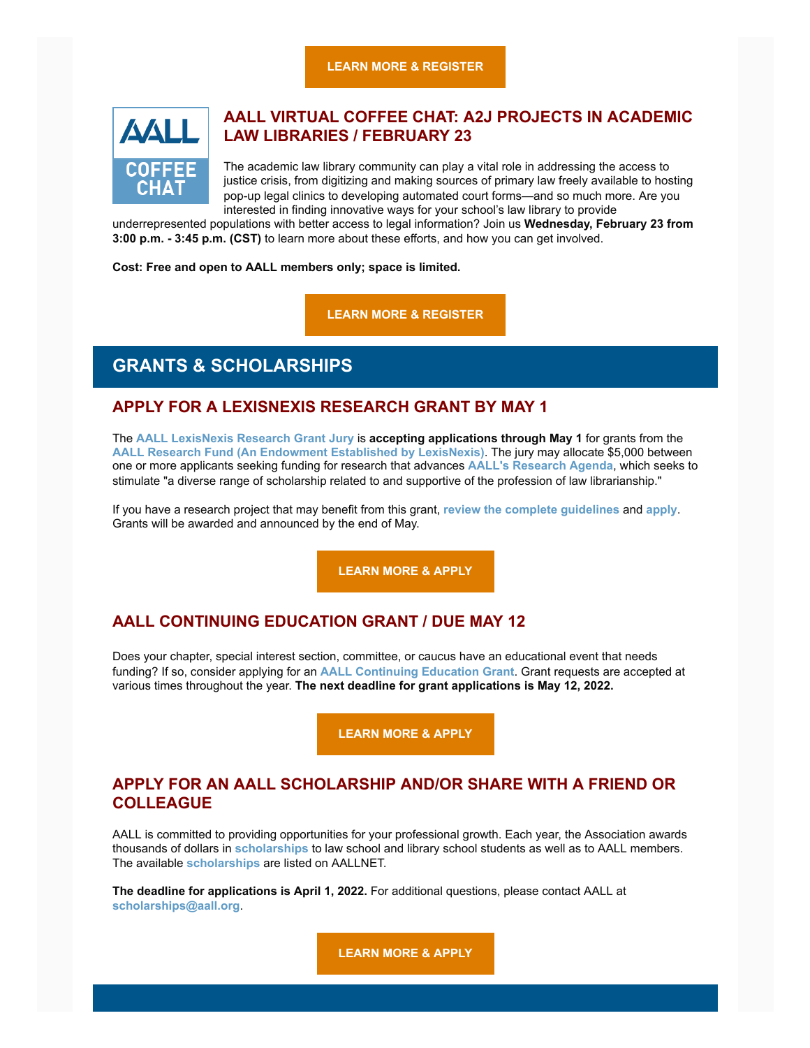**LEARN MORE & REGISTER**

### AALL VIRTUAL COFFEE CHAT: A2J PROJECTS IN ACADEMIC LAW LIBRARIES / FEBRUARY 23

The academic law library community can play a vital role in addressing the access to justice crisis, from digitizing and making sources of primary law freely available to hosting pop-up legal clinics to developing automated court forms—and so much more. Are you interested in finding innovative ways for your school's law library to provide underrepresented populations with better access to legal information? Join us **Wednesday, February 23 from 3:00 p.m. - 3:45 p.m. (CST)** to learn more about these efforts, and how you can get involved.

**Cost: Free and open to AALL members only; space is limited.**

**LEARN MORE & REGISTER**

## GRANTS & SCHOLARSHIPS

### APPLY FOR A LEXISNEXIS RESEARCH GRANT BY MAY 1

The **AALL LexisNexis Research Grant Jury** is **accepting applications through May 1** for grants from the **AALL Research Fund (An Endowment Established by LexisNexis)**. The jury may allocate $5,000 between one or more applicants seeking funding for research that advances **AALL's Research Agenda**, which seeks to stimulate "a diverse range of scholarship related to and supportive of the profession of law librarianship."

If you have a research project that may benefit from this grant, **review the complete guidelines** and **apply**. Grants will be awarded and announced by the end of May.

**LEARN MORE & APPLY**

### AALL CONTINUING EDUCATION GRANT / DUE MAY 12

Does your chapter, special interest section, committee, or caucus have an educational event that needs funding? If so, consider applying for an **AALL Continuing Education Grant**. Grant requests are accepted at various times throughout the year. **The next deadline for grant applications is May 12, 2022.**

**LEARN MORE & APPLY**

### APPLY FOR AN AALL SCHOLARSHIP AND/OR SHARE WITH A FRIEND OR COLLEAGUE

AALL is committed to providing opportunities for your professional growth. Each year, the Association awards thousands of dollars in **scholarships** to law school and library school students as well as to AALL members. The available **scholarships** are listed on AALLNET.

**The deadline for applications is April 1, 2022.** For additional questions, please contact AALL at **scholarships@aall.org**.

**LEARN MORE & APPLY**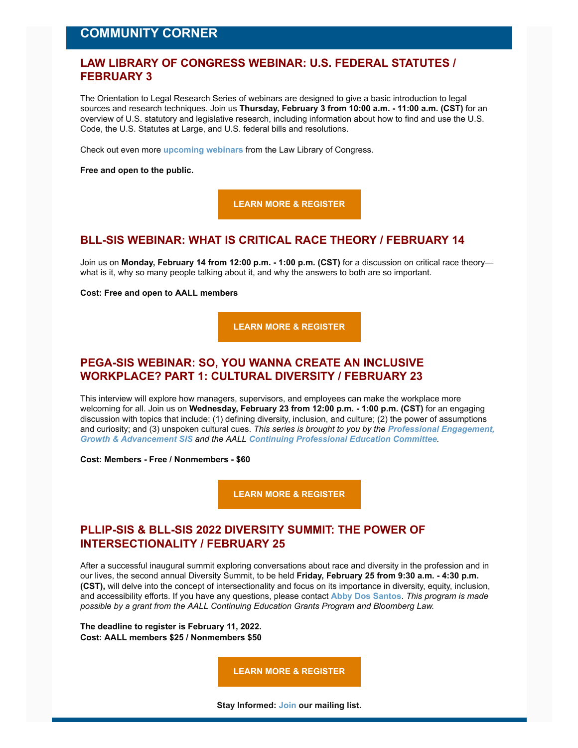## COMMUNITY CORNER

### LAW LIBRARY OF CONGRESS WEBINAR: U.S. FEDERAL STATUTES / FEBRUARY 3

The Orientation to Legal Research Series of webinars are designed to give a basic introduction to legal sources and research techniques. Join us **Thursday, February 3 from 10:00 a.m. - 11:00 a.m. (CST)** for an overview of U.S. statutory and legislative research, including information about how to find and use the U.S. Code, the U.S. Statutes at Large, and U.S. federal bills and resolutions.

Check out even more **upcoming webinars** from the Law Library of Congress.

**Free and open to the public.**

**LEARN MORE & REGISTER**

### BLL-SIS WEBINAR: WHAT IS CRITICAL RACE THEORY / FEBRUARY 14

Join us on **Monday, February 14 from 12:00 p.m. - 1:00 p.m. (CST)** for a discussion on critical race theory—what is it, why so many people talking about it, and why the answers to both are so important.

**Cost: Free and open to AALL members**

**LEARN MORE & REGISTER**

### PEGA-SIS WEBINAR: SO, YOU WANNA CREATE AN INCLUSIVE WORKPLACE? PART 1: CULTURAL DIVERSITY / FEBRUARY 23

This interview will explore how managers, supervisors, and employees can make the workplace more welcoming for all. Join us on **Wednesday, February 23 from 12:00 p.m. - 1:00 p.m. (CST)** for an engaging discussion with topics that include: (1) defining diversity, inclusion, and culture; (2) the power of assumptions and curiosity; and (3) unspoken cultural cues. *This series is brought to you by the **Professional Engagement, Growth & Advancement SIS** and the AALL **Continuing Professional Education Committee**.*

**Cost: Members - Free / Nonmembers - $60**

**LEARN MORE & REGISTER**

### PLLIP-SIS & BLL-SIS 2022 DIVERSITY SUMMIT: THE POWER OF INTERSECTIONALITY / FEBRUARY 25

After a successful inaugural summit exploring conversations about race and diversity in the profession and in our lives, the second annual Diversity Summit, to be held **Friday, February 25 from 9:30 a.m. - 4:30 p.m. (CST),** will delve into the concept of intersectionality and focus on its importance in diversity, equity, inclusion, and accessibility efforts. If you have any questions, please contact **Abby Dos Santos**. *This program is made possible by a grant from the AALL Continuing Education Grants Program and Bloomberg Law.*

**The deadline to register is February 11, 2022.**
**Cost: AALL members $25 / Nonmembers $50**

**LEARN MORE & REGISTER**

**Stay Informed: Join our mailing list.**